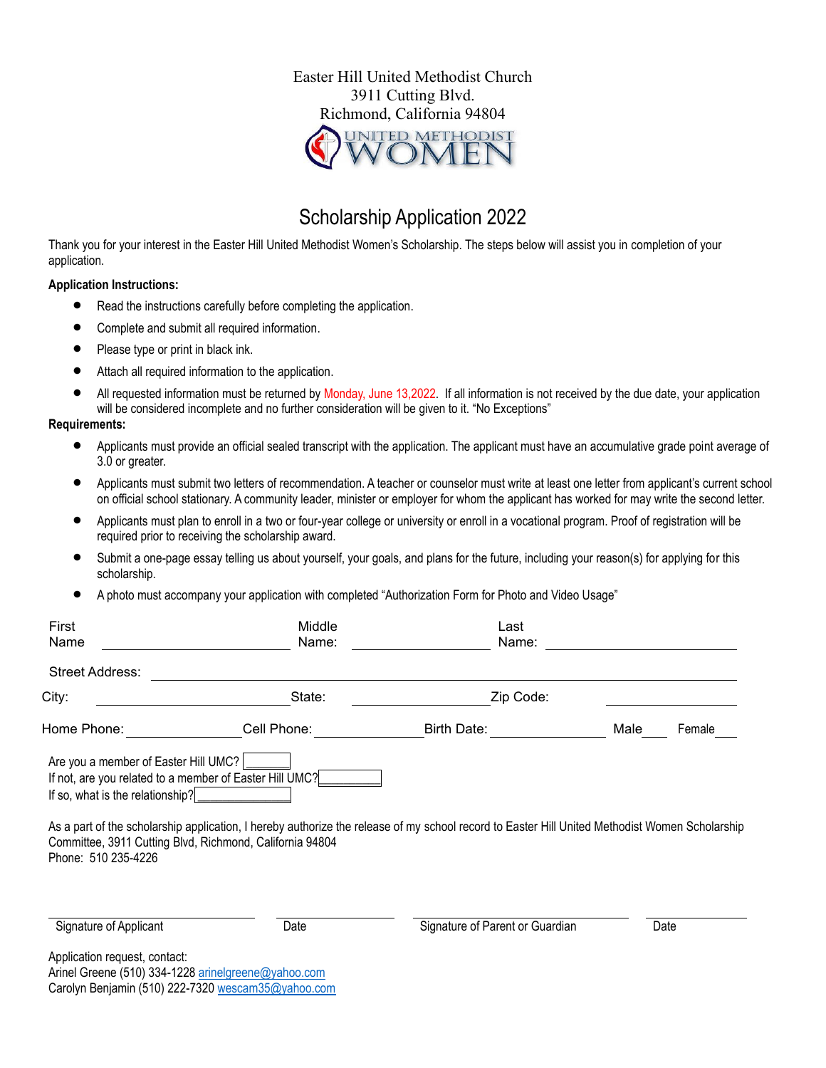Easter Hill United Methodist Church
3911 Cutting Blvd.
Richmond, California 94804

UNITED METHODIST WOMEN

# Scholarship Application 2022

Thank you for your interest in the Easter Hill United Methodist Women's Scholarship. The steps below will assist you in completion of your application.

**Application Instructions:**

- Read the instructions carefully before completing the application.
- Complete and submit all required information.
- Please type or print in black ink.
- Attach all required information to the application.
- All requested information must be returned by Monday, June 13,2022. If all information is not received by the due date, your application will be considered incomplete and no further consideration will be given to it. "No Exceptions"

**Requirements:**

- Applicants must provide an official sealed transcript with the application. The applicant must have an accumulative grade point average of 3.0 or greater.
- Applicants must submit two letters of recommendation. A teacher or counselor must write at least one letter from applicant's current school on official school stationary. A community leader, minister or employer for whom the applicant has worked for may write the second letter.
- Applicants must plan to enroll in a two or four-year college or university or enroll in a vocational program. Proof of registration will be required prior to receiving the scholarship award.
- Submit a one-page essay telling us about yourself, your goals, and plans for the future, including your reason(s) for applying for this scholarship.
- A photo must accompany your application with completed "Authorization Form for Photo and Video Usage"

First Name \_\_\_\_\_\_\_\_\_\_ Middle Name: \_\_\_\_\_\_\_\_\_\_ Last Name: \_\_\_\_\_\_\_\_\_\_

Street Address: \_\_\_\_\_\_\_\_\_\_

City: \_\_\_\_\_\_\_\_\_\_ State: \_\_\_\_\_\_\_\_\_\_ Zip Code: \_\_\_\_\_\_\_\_\_\_

Home Phone: \_\_\_\_\_\_\_\_\_\_ Cell Phone: \_\_\_\_\_\_\_\_\_\_ Birth Date: \_\_\_\_\_\_\_\_\_\_ Male\_\_\_ Female\_\_\_

Are you a member of Easter Hill UMC? [ ]
If not, are you related to a member of Easter Hill UMC? [ ]
If so, what is the relationship? [ ]

As a part of the scholarship application, I hereby authorize the release of my school record to Easter Hill United Methodist Women Scholarship Committee, 3911 Cutting Blvd, Richmond, California 94804
Phone: 510 235-4226

| Signature of Applicant | Date | Signature of Parent or Guardian | Date |
|---|---|---|---|

Application request, contact:
Arinel Greene (510) 334-1228 arinelgreene@yahoo.com
Carolyn Benjamin (510) 222-7320 wescam35@yahoo.com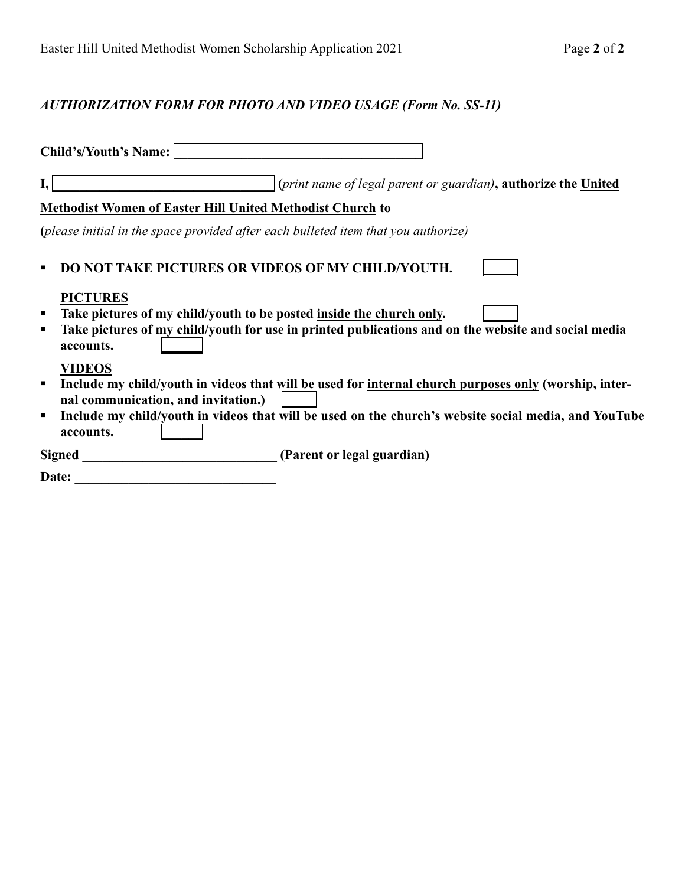*AUTHORIZATION FORM FOR PHOTO AND VIDEO USAGE (Form No. SS-11)*

**Child's/Youth's Name:** ______________________________________

**I,** ________________________________ **(***print name of legal parent or guardian)***, authorize the United Methodist Women of Easter Hill United Methodist Church to**

**(***please initial in the space provided after each bulleted item that you authorize)*

- **DO NOT TAKE PICTURES OR VIDEOS OF MY CHILD/YOUTH.** _____

**PICTURES**

- **Take pictures of my child/youth to be posted inside the church only.** _____
- **Take pictures of my child/youth for use in printed publications and on the website and social media accounts.** ______

**VIDEOS**

- **Include my child/youth in videos that will be used for internal church purposes only (worship, internal communication, and invitation.)** _____
- **Include my child/youth in videos that will be used on the church's website social media, and YouTube accounts.** ______

**Signed _____________________________ (Parent or legal guardian)**

**Date: ______________________________**